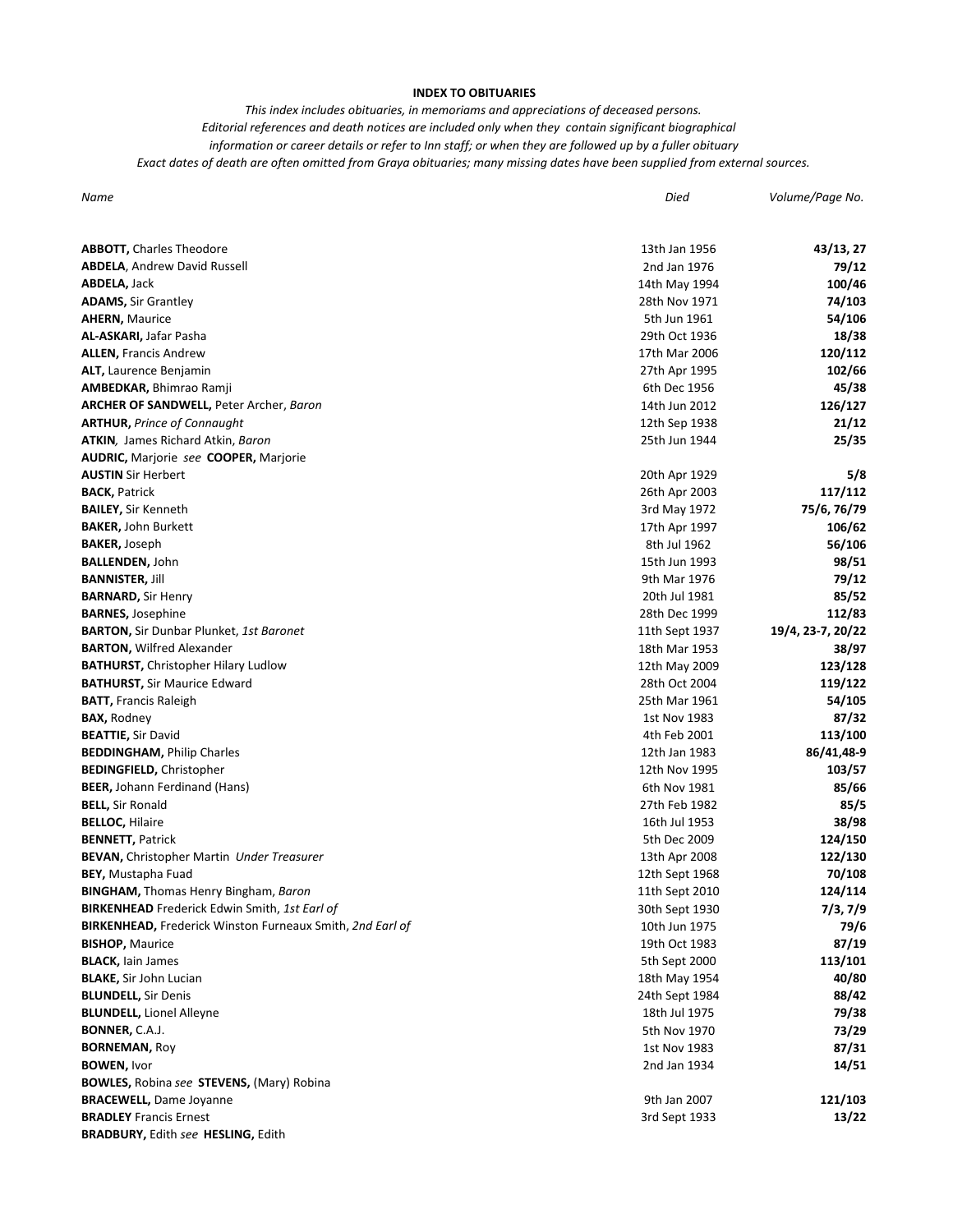**INDEX TO OBITUARIES**

*This index includes obituaries, in memoriams and appreciations of deceased persons.*
*Editorial references and death notices are included only when they contain significant biographical information or career details or refer to Inn staff; or when they are followed up by a fuller obituary*
*Exact dates of death are often omitted from Graya obituaries; many missing dates have been supplied from external sources.*

| *Name* | *Died* | *Volume/Page No.* |
|---|---|---|
| **ABBOTT,** Charles Theodore | 13th Jan 1956 | **43/13, 27** |
| **ABDELA**, Andrew David Russell | 2nd Jan 1976 | **79/12** |
| **ABDELA,** Jack | 14th May 1994 | **100/46** |
| **ADAMS,** Sir Grantley | 28th Nov 1971 | **74/103** |
| **AHERN,** Maurice | 5th Jun 1961 | **54/106** |
| **AL-ASKARI,** Jafar Pasha | 29th Oct 1936 | **18/38** |
| **ALLEN,** Francis Andrew | 17th Mar 2006 | **120/112** |
| **ALT,** Laurence Benjamin | 27th Apr 1995 | **102/66** |
| **AMBEDKAR,** Bhimrao Ramji | 6th Dec 1956 | **45/38** |
| **ARCHER OF SANDWELL,** Peter Archer, *Baron* | 14th Jun 2012 | **126/127** |
| **ARTHUR,** *Prince of Connaught* | 12th Sep 1938 | **21/12** |
| **ATKIN**, James Richard Atkin, *Baron* | 25th Jun 1944 | **25/35** |
| **AUDRIC,** Marjorie *see* **COOPER,** Marjorie | | |
| **AUSTIN** Sir Herbert | 20th Apr 1929 | **5/8** |
| **BACK,** Patrick | 26th Apr 2003 | **117/112** |
| **BAILEY,** Sir Kenneth | 3rd May 1972 | **75/6, 76/79** |
| **BAKER,** John Burkett | 17th Apr 1997 | **106/62** |
| **BAKER,** Joseph | 8th Jul 1962 | **56/106** |
| **BALLENDEN,** John | 15th Jun 1993 | **98/51** |
| **BANNISTER,** Jill | 9th Mar 1976 | **79/12** |
| **BARNARD,** Sir Henry | 20th Jul 1981 | **85/52** |
| **BARNES,** Josephine | 28th Dec 1999 | **112/83** |
| **BARTON,** Sir Dunbar Plunket, *1st Baronet* | 11th Sept 1937 | **19/4, 23-7, 20/22** |
| **BARTON,** Wilfred Alexander | 18th Mar 1953 | **38/97** |
| **BATHURST,** Christopher Hilary Ludlow | 12th May 2009 | **123/128** |
| **BATHURST,** Sir Maurice Edward | 28th Oct 2004 | **119/122** |
| **BATT,** Francis Raleigh | 25th Mar 1961 | **54/105** |
| **BAX,** Rodney | 1st Nov 1983 | **87/32** |
| **BEATTIE,** Sir David | 4th Feb 2001 | **113/100** |
| **BEDDINGHAM,** Philip Charles | 12th Jan 1983 | **86/41,48-9** |
| **BEDINGFIELD,** Christopher | 12th Nov 1995 | **103/57** |
| **BEER,** Johann Ferdinand (Hans) | 6th Nov 1981 | **85/66** |
| **BELL,** Sir Ronald | 27th Feb 1982 | **85/5** |
| **BELLOC,** Hilaire | 16th Jul 1953 | **38/98** |
| **BENNETT,** Patrick | 5th Dec 2009 | **124/150** |
| **BEVAN,** Christopher Martin *Under Treasurer* | 13th Apr 2008 | **122/130** |
| **BEY,** Mustapha Fuad | 12th Sept 1968 | **70/108** |
| **BINGHAM,** Thomas Henry Bingham, *Baron* | 11th Sept 2010 | **124/114** |
| **BIRKENHEAD** Frederick Edwin Smith, *1st Earl of* | 30th Sept 1930 | **7/3, 7/9** |
| **BIRKENHEAD,** Frederick Winston Furneaux Smith, *2nd Earl of* | 10th Jun 1975 | **79/6** |
| **BISHOP,** Maurice | 19th Oct 1983 | **87/19** |
| **BLACK,** Iain James | 5th Sept 2000 | **113/101** |
| **BLAKE,** Sir John Lucian | 18th May 1954 | **40/80** |
| **BLUNDELL,** Sir Denis | 24th Sept 1984 | **88/42** |
| **BLUNDELL,** Lionel Alleyne | 18th Jul 1975 | **79/38** |
| **BONNER,** C.A.J. | 5th Nov 1970 | **73/29** |
| **BORNEMAN,** Roy | 1st Nov 1983 | **87/31** |
| **BOWEN,** Ivor | 2nd Jan 1934 | **14/51** |
| **BOWLES,** Robina *see* **STEVENS,** (Mary) Robina | | |
| **BRACEWELL,** Dame Joyanne | 9th Jan 2007 | **121/103** |
| **BRADLEY** Francis Ernest | 3rd Sept 1933 | **13/22** |
| **BRADBURY,** Edith *see* **HESLING,** Edith | | |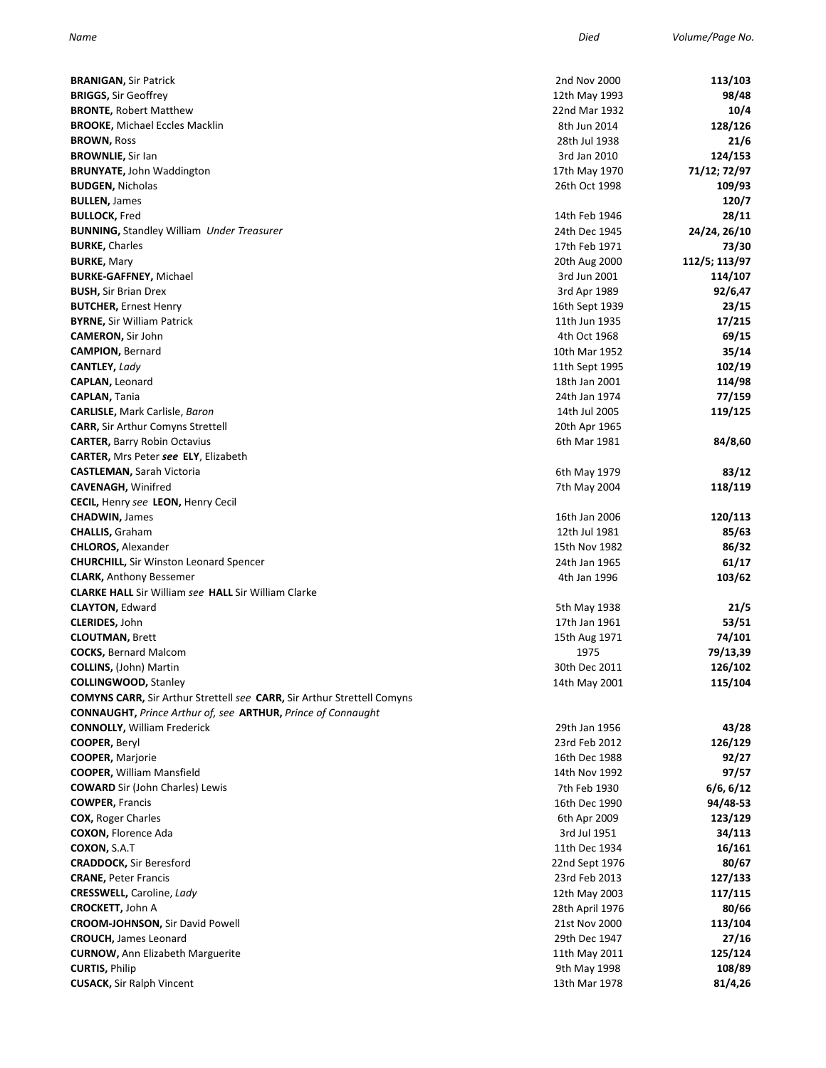| Name | Died | Volume/Page No. |
|---|---|---|
| **BRANIGAN,** Sir Patrick | 2nd Nov 2000 | **113/103** |
| **BRIGGS,** Sir Geoffrey | 12th May 1993 | **98/48** |
| **BRONTE,** Robert Matthew | 22nd Mar 1932 | **10/4** |
| **BROOKE,** Michael Eccles Macklin | 8th Jun 2014 | **128/126** |
| **BROWN,** Ross | 28th Jul 1938 | **21/6** |
| **BROWNLIE,** Sir Ian | 3rd Jan 2010 | **124/153** |
| **BRUNYATE,** John Waddington | 17th May 1970 | **71/12; 72/97** |
| **BUDGEN,** Nicholas | 26th Oct 1998 | **109/93** |
| **BULLEN,** James | | **120/7** |
| **BULLOCK,** Fred | 14th Feb 1946 | **28/11** |
| **BUNNING,** Standley William *Under Treasurer* | 24th Dec 1945 | **24/24, 26/10** |
| **BURKE,** Charles | 17th Feb 1971 | **73/30** |
| **BURKE,** Mary | 20th Aug 2000 | **112/5; 113/97** |
| **BURKE-GAFFNEY,** Michael | 3rd Jun 2001 | **114/107** |
| **BUSH,** Sir Brian Drex | 3rd Apr 1989 | **92/6,47** |
| **BUTCHER,** Ernest Henry | 16th Sept 1939 | **23/15** |
| **BYRNE,** Sir William Patrick | 11th Jun 1935 | **17/215** |
| **CAMERON,** Sir John | 4th Oct 1968 | **69/15** |
| **CAMPION,** Bernard | 10th Mar 1952 | **35/14** |
| **CANTLEY,** *Lady* | 11th Sept 1995 | **102/19** |
| **CAPLAN,** Leonard | 18th Jan 2001 | **114/98** |
| **CAPLAN,** Tania | 24th Jan 1974 | **77/159** |
| **CARLISLE,** Mark Carlisle, *Baron* | 14th Jul 2005 | **119/125** |
| **CARR,** Sir Arthur Comyns Strettell | 20th Apr 1965 | |
| **CARTER,** Barry Robin Octavius | 6th Mar 1981 | **84/8,60** |
| **CARTER,** Mrs Peter ***see* ELY**, Elizabeth | | |
| **CASTLEMAN,** Sarah Victoria | 6th May 1979 | **83/12** |
| **CAVENAGH,** Winifred | 7th May 2004 | **118/119** |
| **CECIL,** Henry *see* **LEON,** Henry Cecil | | |
| **CHADWIN,** James | 16th Jan 2006 | **120/113** |
| **CHALLIS,** Graham | 12th Jul 1981 | **85/63** |
| **CHLOROS,** Alexander | 15th Nov 1982 | **86/32** |
| **CHURCHILL,** Sir Winston Leonard Spencer | 24th Jan 1965 | **61/17** |
| **CLARK,** Anthony Bessemer | 4th Jan 1996 | **103/62** |
| **CLARKE HALL** Sir William *see* **HALL** Sir William Clarke | | |
| **CLAYTON,** Edward | 5th May 1938 | **21/5** |
| **CLERIDES,** John | 17th Jan 1961 | **53/51** |
| **CLOUTMAN,** Brett | 15th Aug 1971 | **74/101** |
| **COCKS,** Bernard Malcom | 1975 | **79/13,39** |
| **COLLINS,** (John) Martin | 30th Dec 2011 | **126/102** |
| **COLLINGWOOD,** Stanley | 14th May 2001 | **115/104** |
| **COMYNS CARR,** Sir Arthur Strettell *see* **CARR,** Sir Arthur Strettell Comyns | | |
| **CONNAUGHT,** *Prince Arthur of, see* **ARTHUR,** *Prince of Connaught* | | |
| **CONNOLLY,** William Frederick | 29th Jan 1956 | **43/28** |
| **COOPER,** Beryl | 23rd Feb 2012 | **126/129** |
| **COOPER,** Marjorie | 16th Dec 1988 | **92/27** |
| **COOPER,** William Mansfield | 14th Nov 1992 | **97/57** |
| **COWARD** Sir (John Charles) Lewis | 7th Feb 1930 | **6/6, 6/12** |
| **COWPER,** Francis | 16th Dec 1990 | **94/48-53** |
| **COX,** Roger Charles | 6th Apr 2009 | **123/129** |
| **COXON,** Florence Ada | 3rd Jul 1951 | **34/113** |
| **COXON,** S.A.T | 11th Dec 1934 | **16/161** |
| **CRADDOCK,** Sir Beresford | 22nd Sept 1976 | **80/67** |
| **CRANE,** Peter Francis | 23rd Feb 2013 | **127/133** |
| **CRESSWELL,** Caroline, *Lady* | 12th May 2003 | **117/115** |
| **CROCKETT,** John A | 28th April 1976 | **80/66** |
| **CROOM-JOHNSON,** Sir David Powell | 21st Nov 2000 | **113/104** |
| **CROUCH,** James Leonard | 29th Dec 1947 | **27/16** |
| **CURNOW,** Ann Elizabeth Marguerite | 11th May 2011 | **125/124** |
| **CURTIS,** Philip | 9th May 1998 | **108/89** |
| **CUSACK,** Sir Ralph Vincent | 13th Mar 1978 | **81/4,26** |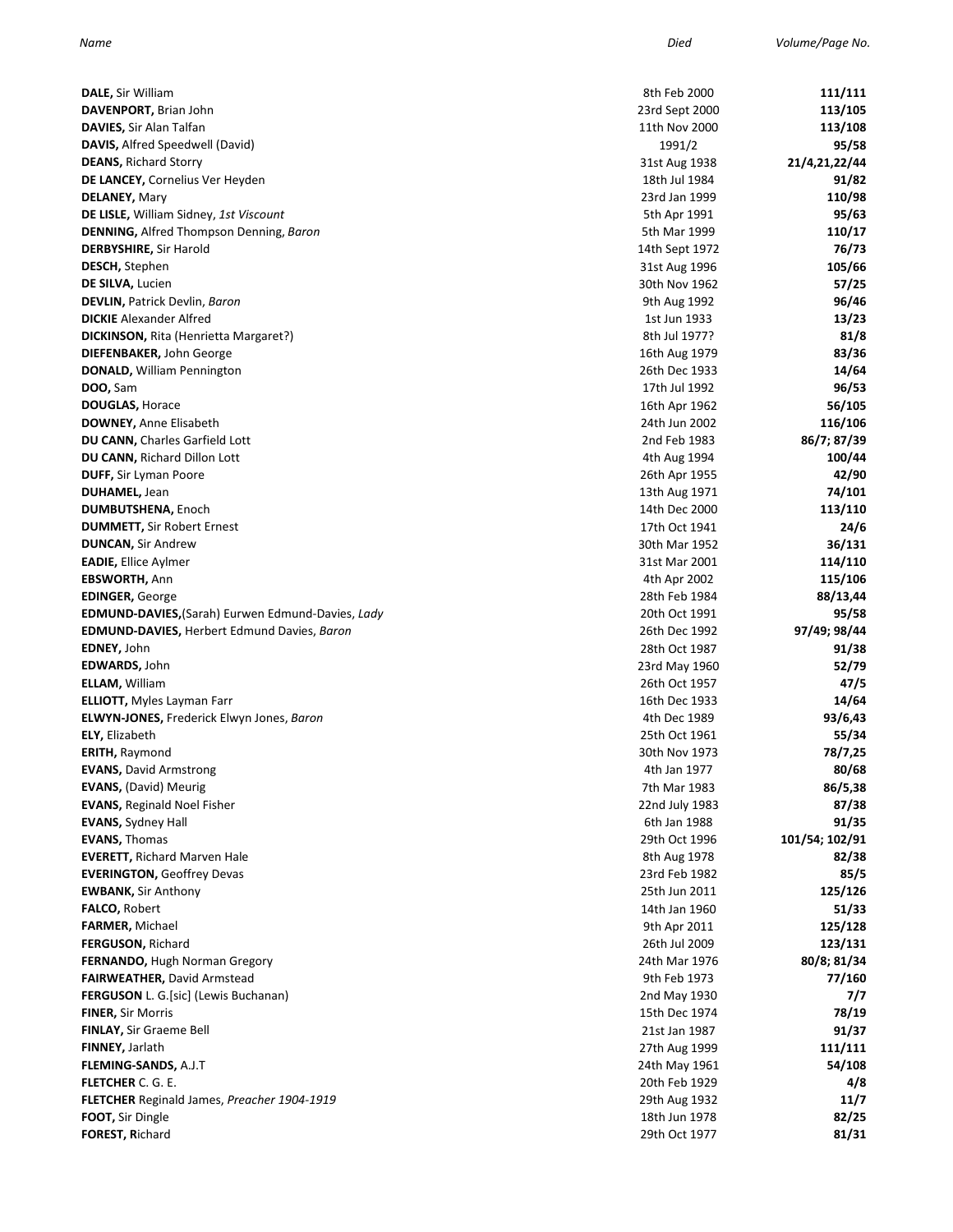| Name | Died | Volume/Page No. |
|---|---|---|
| **DALE,** Sir William | 8th Feb 2000 | **111/111** |
| **DAVENPORT,** Brian John | 23rd Sept 2000 | **113/105** |
| **DAVIES,** Sir Alan Talfan | 11th Nov 2000 | **113/108** |
| **DAVIS,** Alfred Speedwell (David) | 1991/2 | **95/58** |
| **DEANS,** Richard Storry | 31st Aug 1938 | **21/4,21,22/44** |
| **DE LANCEY,** Cornelius Ver Heyden | 18th Jul 1984 | **91/82** |
| **DELANEY,** Mary | 23rd Jan 1999 | **110/98** |
| **DE LISLE,** William Sidney, *1st Viscount* | 5th Apr 1991 | **95/63** |
| **DENNING,** Alfred Thompson Denning, *Baron* | 5th Mar 1999 | **110/17** |
| **DERBYSHIRE,** Sir Harold | 14th Sept 1972 | **76/73** |
| **DESCH,** Stephen | 31st Aug 1996 | **105/66** |
| **DE SILVA,** Lucien | 30th Nov 1962 | **57/25** |
| **DEVLIN,** Patrick Devlin, *Baron* | 9th Aug 1992 | **96/46** |
| **DICKIE** Alexander Alfred | 1st Jun 1933 | **13/23** |
| **DICKINSON,** Rita (Henrietta Margaret?) | 8th Jul 1977? | **81/8** |
| **DIEFENBAKER,** John George | 16th Aug 1979 | **83/36** |
| **DONALD,** William Pennington | 26th Dec 1933 | **14/64** |
| **DOO,** Sam | 17th Jul 1992 | **96/53** |
| **DOUGLAS,** Horace | 16th Apr 1962 | **56/105** |
| **DOWNEY,** Anne Elisabeth | 24th Jun 2002 | **116/106** |
| **DU CANN,** Charles Garfield Lott | 2nd Feb 1983 | **86/7; 87/39** |
| **DU CANN,** Richard Dillon Lott | 4th Aug 1994 | **100/44** |
| **DUFF,** Sir Lyman Poore | 26th Apr 1955 | **42/90** |
| **DUHAMEL,** Jean | 13th Aug 1971 | **74/101** |
| **DUMBUTSHENA,** Enoch | 14th Dec 2000 | **113/110** |
| **DUMMETT,** Sir Robert Ernest | 17th Oct 1941 | **24/6** |
| **DUNCAN,** Sir Andrew | 30th Mar 1952 | **36/131** |
| **EADIE,** Ellice Aylmer | 31st Mar 2001 | **114/110** |
| **EBSWORTH,** Ann | 4th Apr 2002 | **115/106** |
| **EDINGER,** George | 28th Feb 1984 | **88/13,44** |
| **EDMUND-DAVIES,**(Sarah) Eurwen Edmund-Davies, *Lady* | 20th Oct 1991 | **95/58** |
| **EDMUND-DAVIES,** Herbert Edmund Davies, *Baron* | 26th Dec 1992 | **97/49; 98/44** |
| **EDNEY,** John | 28th Oct 1987 | **91/38** |
| **EDWARDS,** John | 23rd May 1960 | **52/79** |
| **ELLAM,** William | 26th Oct 1957 | **47/5** |
| **ELLIOTT,** Myles Layman Farr | 16th Dec 1933 | **14/64** |
| **ELWYN-JONES,** Frederick Elwyn Jones, *Baron* | 4th Dec 1989 | **93/6,43** |
| **ELY,** Elizabeth | 25th Oct 1961 | **55/34** |
| **ERITH,** Raymond | 30th Nov 1973 | **78/7,25** |
| **EVANS,** David Armstrong | 4th Jan 1977 | **80/68** |
| **EVANS,** (David) Meurig | 7th Mar 1983 | **86/5,38** |
| **EVANS,** Reginald Noel Fisher | 22nd July 1983 | **87/38** |
| **EVANS,** Sydney Hall | 6th Jan 1988 | **91/35** |
| **EVANS,** Thomas | 29th Oct 1996 | **101/54; 102/91** |
| **EVERETT,** Richard Marven Hale | 8th Aug 1978 | **82/38** |
| **EVERINGTON,** Geoffrey Devas | 23rd Feb 1982 | **85/5** |
| **EWBANK,** Sir Anthony | 25th Jun 2011 | **125/126** |
| **FALCO,** Robert | 14th Jan 1960 | **51/33** |
| **FARMER,** Michael | 9th Apr 2011 | **125/128** |
| **FERGUSON,** Richard | 26th Jul 2009 | **123/131** |
| **FERNANDO,** Hugh Norman Gregory | 24th Mar 1976 | **80/8; 81/34** |
| **FAIRWEATHER,** David Armstead | 9th Feb 1973 | **77/160** |
| **FERGUSON** L. G.[sic] (Lewis Buchanan) | 2nd May 1930 | **7/7** |
| **FINER,** Sir Morris | 15th Dec 1974 | **78/19** |
| **FINLAY,** Sir Graeme Bell | 21st Jan 1987 | **91/37** |
| **FINNEY,** Jarlath | 27th Aug 1999 | **111/111** |
| **FLEMING-SANDS,** A.J.T | 24th May 1961 | **54/108** |
| **FLETCHER** C. G. E. | 20th Feb 1929 | **4/8** |
| **FLETCHER** Reginald James, *Preacher 1904-1919* | 29th Aug 1932 | **11/7** |
| **FOOT,** Sir Dingle | 18th Jun 1978 | **82/25** |
| **FOREST, R**ichard | 29th Oct 1977 | **81/31** |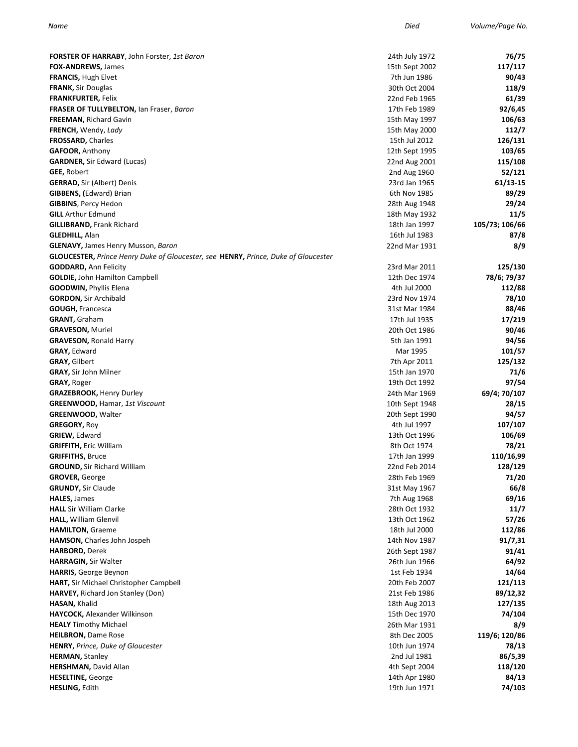| *Name* | *Died* | *Volume/Page No.* |
|---|---|---|
| **FORSTER OF HARRABY**, John Forster, *1st Baron* | 24th July 1972 | **76/75** |
| **FOX-ANDREWS,** James | 15th Sept 2002 | **117/117** |
| **FRANCIS,** Hugh Elvet | 7th Jun 1986 | **90/43** |
| **FRANK,** Sir Douglas | 30th Oct 2004 | **118/9** |
| **FRANKFURTER,** Felix | 22nd Feb 1965 | **61/39** |
| **FRASER OF TULLYBELTON,** Ian Fraser, *Baron* | 17th Feb 1989 | **92/6,45** |
| **FREEMAN,** Richard Gavin | 15th May 1997 | **106/63** |
| **FRENCH,** Wendy, *Lady* | 15th May 2000 | **112/7** |
| **FROSSARD,** Charles | 15th Jul 2012 | **126/131** |
| **GAFOOR,** Anthony | 12th Sept 1995 | **103/65** |
| **GARDNER,** Sir Edward (Lucas) | 22nd Aug 2001 | **115/108** |
| **GEE,** Robert | 2nd Aug 1960 | **52/121** |
| **GERRAD,** Sir (Albert) Denis | 23rd Jan 1965 | **61/13-15** |
| **GIBBENS, (**Edward) Brian | 6th Nov 1985 | **89/29** |
| **GIBBINS**, Percy Hedon | 28th Aug 1948 | **29/24** |
| **GILL** Arthur Edmund | 18th May 1932 | **11/5** |
| **GILLIBRAND,** Frank Richard | 18th Jan 1997 | **105/73; 106/66** |
| **GLEDHILL,** Alan | 16th Jul 1983 | **87/8** |
| **GLENAVY,** James Henry Musson, *Baron* | 22nd Mar 1931 | **8/9** |
| **GLOUCESTER,** *Prince Henry Duke of Gloucester, see* **HENRY,** *Prince, Duke of Gloucester* | | |
| **GODDARD,** Ann Felicity | 23rd Mar 2011 | **125/130** |
| **GOLDIE,** John Hamilton Campbell | 12th Dec 1974 | **78/6; 79/37** |
| **GOODWIN,** Phyllis Elena | 4th Jul 2000 | **112/88** |
| **GORDON,** Sir Archibald | 23rd Nov 1974 | **78/10** |
| **GOUGH,** Francesca | 31st Mar 1984 | **88/46** |
| **GRANT,** Graham | 17th Jul 1935 | **17/219** |
| **GRAVESON,** Muriel | 20th Oct 1986 | **90/46** |
| **GRAVESON,** Ronald Harry | 5th Jan 1991 | **94/56** |
| **GRAY,** Edward | Mar 1995 | **101/57** |
| **GRAY,** Gilbert | 7th Apr 2011 | **125/132** |
| **GRAY,** Sir John Milner | 15th Jan 1970 | **71/6** |
| **GRAY,** Roger | 19th Oct 1992 | **97/54** |
| **GRAZEBROOK,** Henry Durley | 24th Mar 1969 | **69/4; 70/107** |
| **GREENWOOD,** Hamar, *1st Viscount* | 10th Sept 1948 | **28/15** |
| **GREENWOOD,** Walter | 20th Sept 1990 | **94/57** |
| **GREGORY,** Roy | 4th Jul 1997 | **107/107** |
| **GRIEW,** Edward | 13th Oct 1996 | **106/69** |
| **GRIFFITH,** Eric William | 8th Oct 1974 | **78/21** |
| **GRIFFITHS,** Bruce | 17th Jan 1999 | **110/16,99** |
| **GROUND,** Sir Richard William | 22nd Feb 2014 | **128/129** |
| **GROVER,** George | 28th Feb 1969 | **71/20** |
| **GRUNDY,** Sir Claude | 31st May 1967 | **66/8** |
| **HALES,** James | 7th Aug 1968 | **69/16** |
| **HALL** Sir William Clarke | 28th Oct 1932 | **11/7** |
| **HALL,** William Glenvil | 13th Oct 1962 | **57/26** |
| **HAMILTON,** Graeme | 18th Jul 2000 | **112/86** |
| **HAMSON,** Charles John Jospeh | 14th Nov 1987 | **91/7,31** |
| **HARBORD,** Derek | 26th Sept 1987 | **91/41** |
| **HARRAGIN,** Sir Walter | 26th Jun 1966 | **64/92** |
| **HARRIS,** George Beynon | 1st Feb 1934 | **14/64** |
| **HART,** Sir Michael Christopher Campbell | 20th Feb 2007 | **121/113** |
| **HARVEY,** Richard Jon Stanley (Don) | 21st Feb 1986 | **89/12,32** |
| **HASAN,** Khalid | 18th Aug 2013 | **127/135** |
| **HAYCOCK,** Alexander Wilkinson | 15th Dec 1970 | **74/104** |
| **HEALY** Timothy Michael | 26th Mar 1931 | **8/9** |
| **HEILBRON,** Dame Rose | 8th Dec 2005 | **119/6; 120/86** |
| **HENRY,** *Prince, Duke of Gloucester* | 10th Jun 1974 | **78/13** |
| **HERMAN,** Stanley | 2nd Jul 1981 | **86/5,39** |
| **HERSHMAN,** David Allan | 4th Sept 2004 | **118/120** |
| **HESELTINE,** George | 14th Apr 1980 | **84/13** |
| **HESLING,** Edith | 19th Jun 1971 | **74/103** |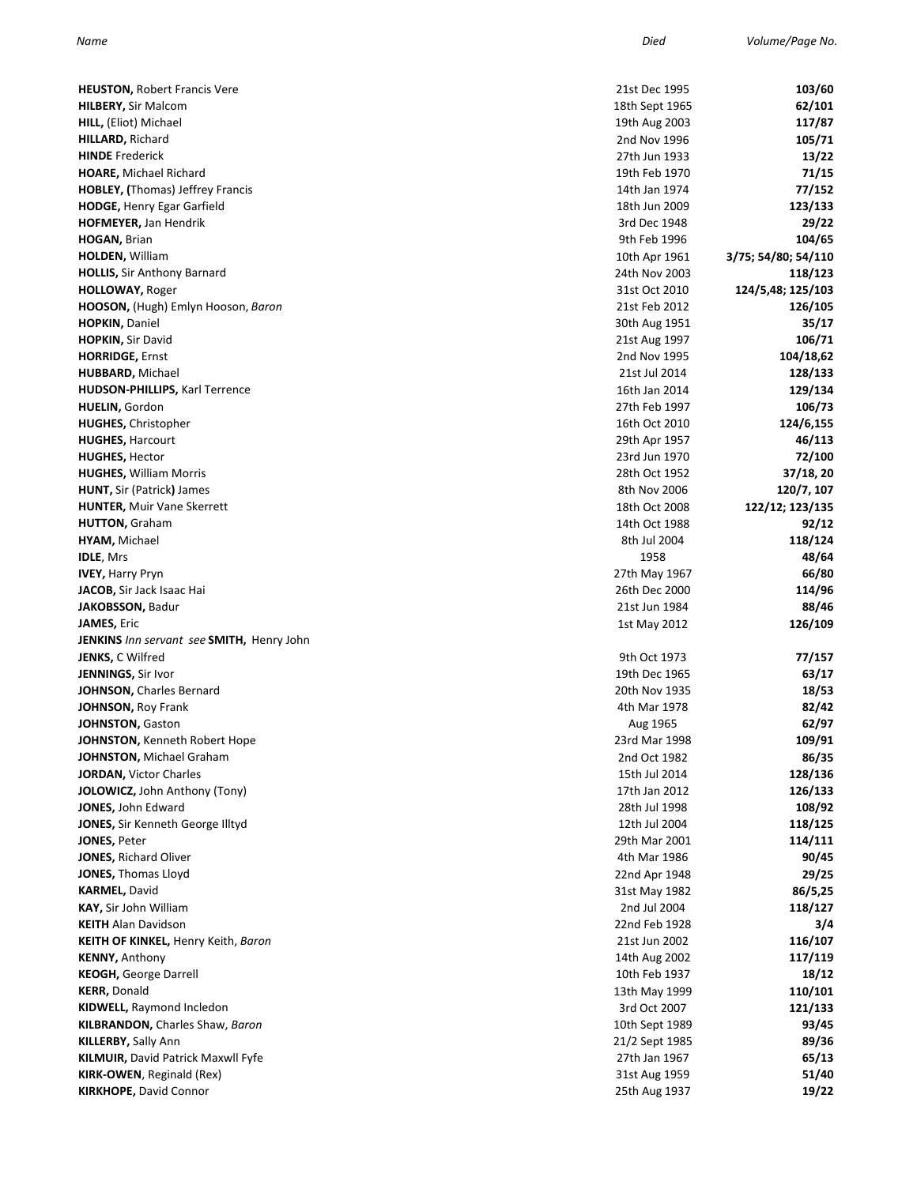| *Name* | *Died* | *Volume/Page No.* |
|---|---|---|
| **HEUSTON,** Robert Francis Vere | 21st Dec 1995 | **103/60** |
| **HILBERY,** Sir Malcom | 18th Sept 1965 | **62/101** |
| **HILL,** (Eliot) Michael | 19th Aug 2003 | **117/87** |
| **HILLARD,** Richard | 2nd Nov 1996 | **105/71** |
| **HINDE** Frederick | 27th Jun 1933 | **13/22** |
| **HOARE,** Michael Richard | 19th Feb 1970 | **71/15** |
| **HOBLEY, (**Thomas) Jeffrey Francis | 14th Jan 1974 | **77/152** |
| **HODGE,** Henry Egar Garfield | 18th Jun 2009 | **123/133** |
| **HOFMEYER,** Jan Hendrik | 3rd Dec 1948 | **29/22** |
| **HOGAN,** Brian | 9th Feb 1996 | **104/65** |
| **HOLDEN,** William | 10th Apr 1961 | **3/75; 54/80; 54/110** |
| **HOLLIS,** Sir Anthony Barnard | 24th Nov 2003 | **118/123** |
| **HOLLOWAY,** Roger | 31st Oct 2010 | **124/5,48; 125/103** |
| **HOOSON,** (Hugh) Emlyn Hooson, *Baron* | 21st Feb 2012 | **126/105** |
| **HOPKIN,** Daniel | 30th Aug 1951 | **35/17** |
| **HOPKIN,** Sir David | 21st Aug 1997 | **106/71** |
| **HORRIDGE,** Ernst | 2nd Nov 1995 | **104/18,62** |
| **HUBBARD,** Michael | 21st Jul 2014 | **128/133** |
| **HUDSON-PHILLIPS,** Karl Terrence | 16th Jan 2014 | **129/134** |
| **HUELIN,** Gordon | 27th Feb 1997 | **106/73** |
| **HUGHES,** Christopher | 16th Oct 2010 | **124/6,155** |
| **HUGHES,** Harcourt | 29th Apr 1957 | **46/113** |
| **HUGHES,** Hector | 23rd Jun 1970 | **72/100** |
| **HUGHES,** William Morris | 28th Oct 1952 | **37/18, 20** |
| **HUNT,** Sir (Patrick**)** James | 8th Nov 2006 | **120/7, 107** |
| **HUNTER,** Muir Vane Skerrett | 18th Oct 2008 | **122/12; 123/135** |
| **HUTTON,** Graham | 14th Oct 1988 | **92/12** |
| **HYAM,** Michael | 8th Jul 2004 | **118/124** |
| **IDLE**, Mrs | 1958 | **48/64** |
| **IVEY,** Harry Pryn | 27th May 1967 | **66/80** |
| **JACOB,** Sir Jack Isaac Hai | 26th Dec 2000 | **114/96** |
| **JAKOBSSON,** Badur | 21st Jun 1984 | **88/46** |
| **JAMES,** Eric | 1st May 2012 | **126/109** |
| **JENKINS** *Inn servant see* **SMITH,** Henry John | | |
| **JENKS,** C Wilfred | 9th Oct 1973 | **77/157** |
| **JENNINGS,** Sir Ivor | 19th Dec 1965 | **63/17** |
| **JOHNSON,** Charles Bernard | 20th Nov 1935 | **18/53** |
| **JOHNSON,** Roy Frank | 4th Mar 1978 | **82/42** |
| **JOHNSTON,** Gaston | Aug 1965 | **62/97** |
| **JOHNSTON,** Kenneth Robert Hope | 23rd Mar 1998 | **109/91** |
| **JOHNSTON,** Michael Graham | 2nd Oct 1982 | **86/35** |
| **JORDAN,** Victor Charles | 15th Jul 2014 | **128/136** |
| **JOLOWICZ,** John Anthony (Tony) | 17th Jan 2012 | **126/133** |
| **JONES,** John Edward | 28th Jul 1998 | **108/92** |
| **JONES,** Sir Kenneth George Illtyd | 12th Jul 2004 | **118/125** |
| **JONES,** Peter | 29th Mar 2001 | **114/111** |
| **JONES,** Richard Oliver | 4th Mar 1986 | **90/45** |
| **JONES,** Thomas Lloyd | 22nd Apr 1948 | **29/25** |
| **KARMEL,** David | 31st May 1982 | **86/5,25** |
| **KAY,** Sir John William | 2nd Jul 2004 | **118/127** |
| **KEITH** Alan Davidson | 22nd Feb 1928 | **3/4** |
| **KEITH OF KINKEL,** Henry Keith, *Baron* | 21st Jun 2002 | **116/107** |
| **KENNY,** Anthony | 14th Aug 2002 | **117/119** |
| **KEOGH,** George Darrell | 10th Feb 1937 | **18/12** |
| **KERR,** Donald | 13th May 1999 | **110/101** |
| **KIDWELL,** Raymond Incledon | 3rd Oct 2007 | **121/133** |
| **KILBRANDON,** Charles Shaw, *Baron* | 10th Sept 1989 | **93/45** |
| **KILLERBY,** Sally Ann | 21/2 Sept 1985 | **89/36** |
| **KILMUIR,** David Patrick Maxwll Fyfe | 27th Jan 1967 | **65/13** |
| **KIRK-OWEN**, Reginald (Rex) | 31st Aug 1959 | **51/40** |
| **KIRKHOPE,** David Connor | 25th Aug 1937 | **19/22** |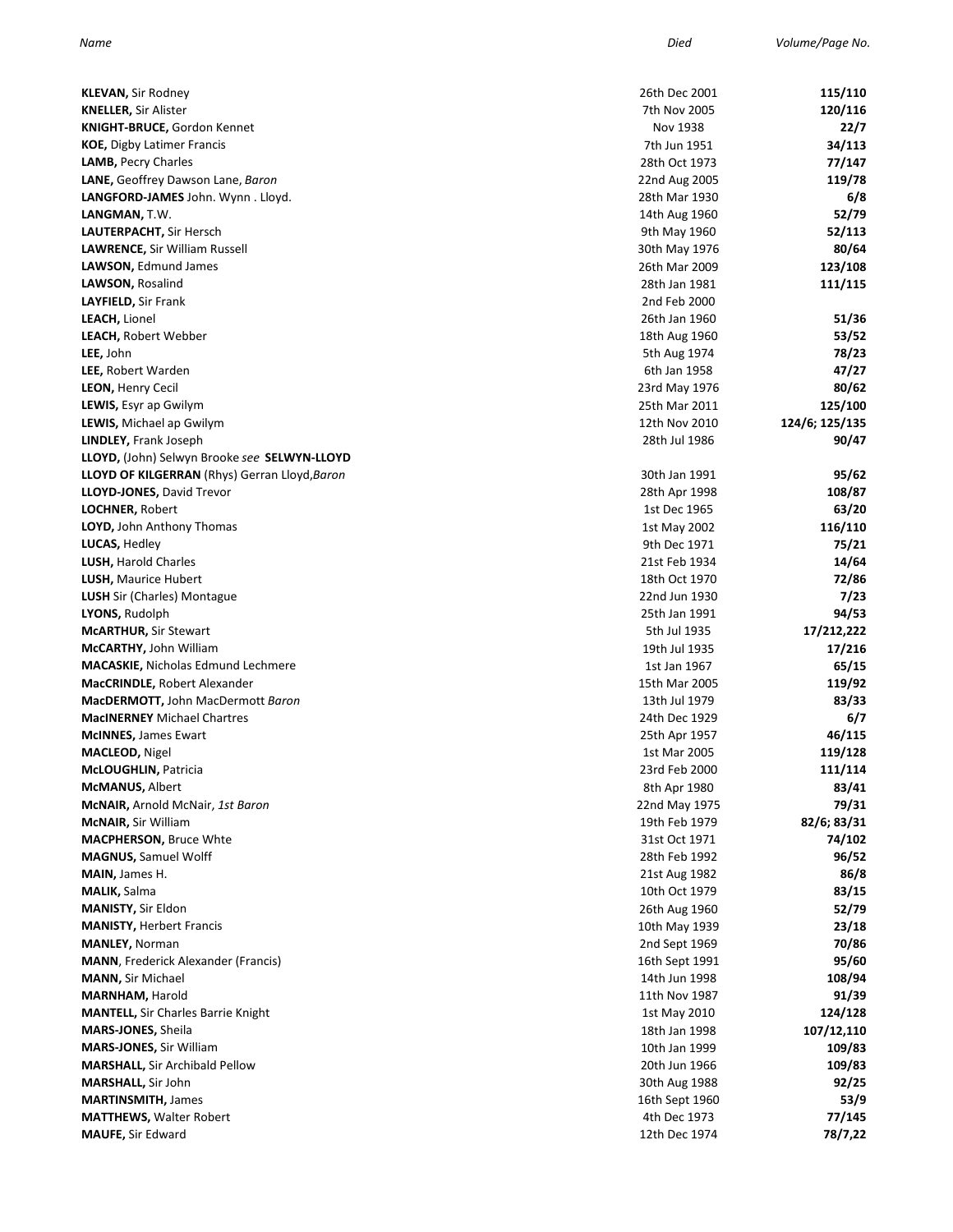| Name | Died | Volume/Page No. |
|---|---|---|
| **KLEVAN,** Sir Rodney | 26th Dec 2001 | **115/110** |
| **KNELLER,** Sir Alister | 7th Nov 2005 | **120/116** |
| **KNIGHT-BRUCE,** Gordon Kennet | Nov 1938 | **22/7** |
| **KOE,** Digby Latimer Francis | 7th Jun 1951 | **34/113** |
| **LAMB,** Pecry Charles | 28th Oct 1973 | **77/147** |
| **LANE,** Geoffrey Dawson Lane, *Baron* | 22nd Aug 2005 | **119/78** |
| **LANGFORD-JAMES** John. Wynn . Lloyd. | 28th Mar 1930 | **6/8** |
| **LANGMAN,** T.W. | 14th Aug 1960 | **52/79** |
| **LAUTERPACHT,** Sir Hersch | 9th May 1960 | **52/113** |
| **LAWRENCE,** Sir William Russell | 30th May 1976 | **80/64** |
| **LAWSON,** Edmund James | 26th Mar 2009 | **123/108** |
| **LAWSON,** Rosalind | 28th Jan 1981 | **111/115** |
| **LAYFIELD,** Sir Frank | 2nd Feb 2000 | |
| **LEACH,** Lionel | 26th Jan 1960 | **51/36** |
| **LEACH,** Robert Webber | 18th Aug 1960 | **53/52** |
| **LEE,** John | 5th Aug 1974 | **78/23** |
| **LEE,** Robert Warden | 6th Jan 1958 | **47/27** |
| **LEON,** Henry Cecil | 23rd May 1976 | **80/62** |
| **LEWIS,** Esyr ap Gwilym | 25th Mar 2011 | **125/100** |
| **LEWIS,** Michael ap Gwilym | 12th Nov 2010 | **124/6; 125/135** |
| **LINDLEY,** Frank Joseph | 28th Jul 1986 | **90/47** |
| **LLOYD,** (John) Selwyn Brooke *see* **SELWYN-LLOYD** | | |
| **LLOYD OF KILGERRAN** (Rhys) Gerran Lloyd,*Baron* | 30th Jan 1991 | **95/62** |
| **LLOYD-JONES,** David Trevor | 28th Apr 1998 | **108/87** |
| **LOCHNER,** Robert | 1st Dec 1965 | **63/20** |
| **LOYD,** John Anthony Thomas | 1st May 2002 | **116/110** |
| **LUCAS,** Hedley | 9th Dec 1971 | **75/21** |
| **LUSH,** Harold Charles | 21st Feb 1934 | **14/64** |
| **LUSH,** Maurice Hubert | 18th Oct 1970 | **72/86** |
| **LUSH** Sir (Charles) Montague | 22nd Jun 1930 | **7/23** |
| **LYONS,** Rudolph | 25th Jan 1991 | **94/53** |
| **McARTHUR,** Sir Stewart | 5th Jul 1935 | **17/212,222** |
| **McCARTHY,** John William | 19th Jul 1935 | **17/216** |
| **MACASKIE,** Nicholas Edmund Lechmere | 1st Jan 1967 | **65/15** |
| **MacCRINDLE,** Robert Alexander | 15th Mar 2005 | **119/92** |
| **MacDERMOTT,** John MacDermott *Baron* | 13th Jul 1979 | **83/33** |
| **MacINERNEY** Michael Chartres | 24th Dec 1929 | **6/7** |
| **McINNES,** James Ewart | 25th Apr 1957 | **46/115** |
| **MACLEOD,** Nigel | 1st Mar 2005 | **119/128** |
| **McLOUGHLIN,** Patricia | 23rd Feb 2000 | **111/114** |
| **McMANUS,** Albert | 8th Apr 1980 | **83/41** |
| **McNAIR,** Arnold McNair, *1st Baron* | 22nd May 1975 | **79/31** |
| **McNAIR,** Sir William | 19th Feb 1979 | **82/6; 83/31** |
| **MACPHERSON,** Bruce Whte | 31st Oct 1971 | **74/102** |
| **MAGNUS,** Samuel Wolff | 28th Feb 1992 | **96/52** |
| **MAIN,** James H. | 21st Aug 1982 | **86/8** |
| **MALIK,** Salma | 10th Oct 1979 | **83/15** |
| **MANISTY,** Sir Eldon | 26th Aug 1960 | **52/79** |
| **MANISTY,** Herbert Francis | 10th May 1939 | **23/18** |
| **MANLEY,** Norman | 2nd Sept 1969 | **70/86** |
| **MANN**, Frederick Alexander (Francis) | 16th Sept 1991 | **95/60** |
| **MANN,** Sir Michael | 14th Jun 1998 | **108/94** |
| **MARNHAM,** Harold | 11th Nov 1987 | **91/39** |
| **MANTELL,** Sir Charles Barrie Knight | 1st May 2010 | **124/128** |
| **MARS-JONES,** Sheila | 18th Jan 1998 | **107/12,110** |
| **MARS-JONES,** Sir William | 10th Jan 1999 | **109/83** |
| **MARSHALL,** Sir Archibald Pellow | 20th Jun 1966 | **109/83** |
| **MARSHALL,** Sir John | 30th Aug 1988 | **92/25** |
| **MARTINSMITH,** James | 16th Sept 1960 | **53/9** |
| **MATTHEWS,** Walter Robert | 4th Dec 1973 | **77/145** |
| **MAUFE,** Sir Edward | 12th Dec 1974 | **78/7,22** |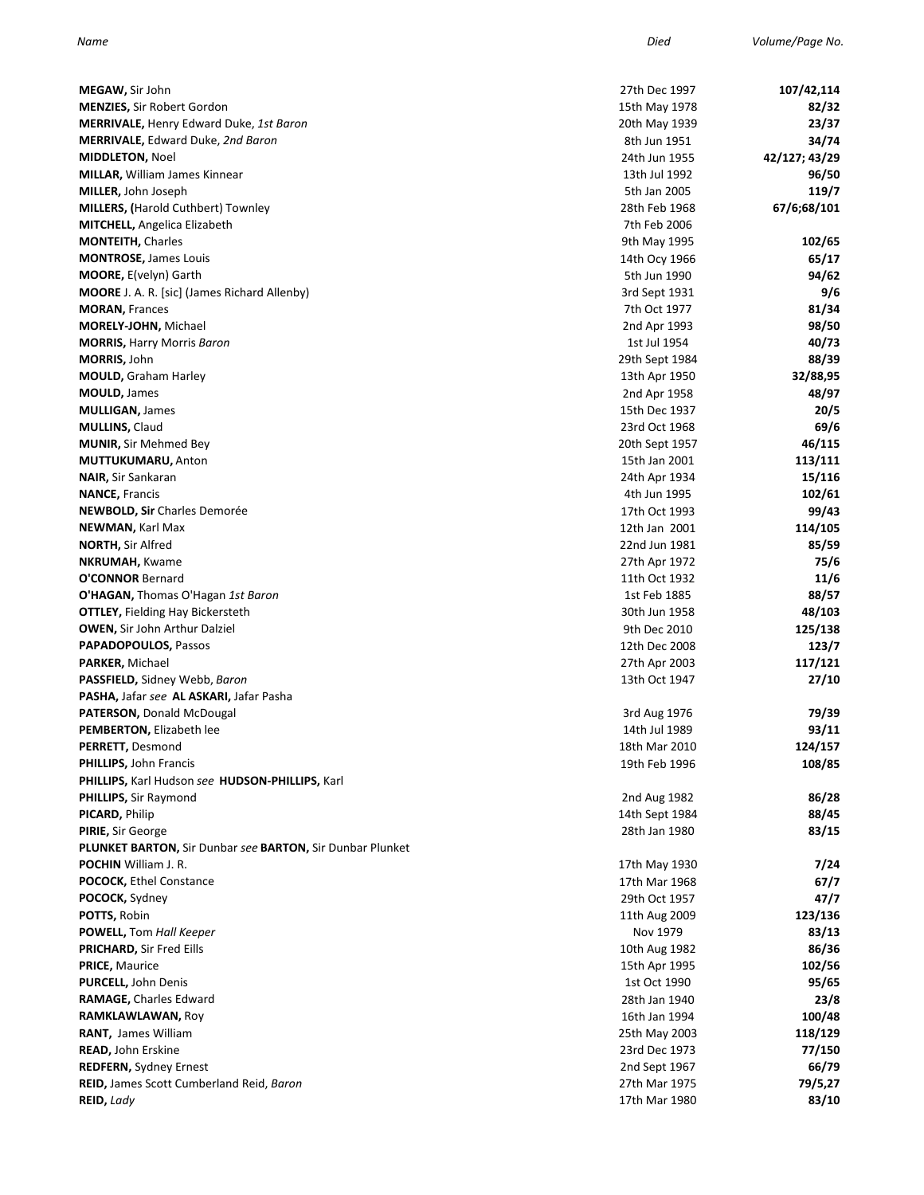| *Name* | *Died* | *Volume/Page No.* |
|---|---|---|
| **MEGAW,** Sir John | 27th Dec 1997 | **107/42,114** |
| **MENZIES,** Sir Robert Gordon | 15th May 1978 | **82/32** |
| **MERRIVALE,** Henry Edward Duke, *1st Baron* | 20th May 1939 | **23/37** |
| **MERRIVALE,** Edward Duke, *2nd Baron* | 8th Jun 1951 | **34/74** |
| **MIDDLETON,** Noel | 24th Jun 1955 | **42/127; 43/29** |
| **MILLAR,** William James Kinnear | 13th Jul 1992 | **96/50** |
| **MILLER,** John Joseph | 5th Jan 2005 | **119/7** |
| **MILLERS, (**Harold Cuthbert) Townley | 28th Feb 1968 | **67/6;68/101** |
| **MITCHELL,** Angelica Elizabeth | 7th Feb 2006 | |
| **MONTEITH,** Charles | 9th May 1995 | **102/65** |
| **MONTROSE,** James Louis | 14th Ocy 1966 | **65/17** |
| **MOORE,** E(velyn) Garth | 5th Jun 1990 | **94/62** |
| **MOORE** J. A. R. [sic] (James Richard Allenby) | 3rd Sept 1931 | **9/6** |
| **MORAN,** Frances | 7th Oct 1977 | **81/34** |
| **MORELY-JOHN,** Michael | 2nd Apr 1993 | **98/50** |
| **MORRIS,** Harry Morris *Baron* | 1st Jul 1954 | **40/73** |
| **MORRIS,** John | 29th Sept 1984 | **88/39** |
| **MOULD,** Graham Harley | 13th Apr 1950 | **32/88,95** |
| **MOULD,** James | 2nd Apr 1958 | **48/97** |
| **MULLIGAN,** James | 15th Dec 1937 | **20/5** |
| **MULLINS,** Claud | 23rd Oct 1968 | **69/6** |
| **MUNIR,** Sir Mehmed Bey | 20th Sept 1957 | **46/115** |
| **MUTTUKUMARU,** Anton | 15th Jan 2001 | **113/111** |
| **NAIR,** Sir Sankaran | 24th Apr 1934 | **15/116** |
| **NANCE,** Francis | 4th Jun 1995 | **102/61** |
| **NEWBOLD, Sir** Charles Demorée | 17th Oct 1993 | **99/43** |
| **NEWMAN,** Karl Max | 12th Jan 2001 | **114/105** |
| **NORTH,** Sir Alfred | 22nd Jun 1981 | **85/59** |
| **NKRUMAH,** Kwame | 27th Apr 1972 | **75/6** |
| **O'CONNOR** Bernard | 11th Oct 1932 | **11/6** |
| **O'HAGAN,** Thomas O'Hagan *1st Baron* | 1st Feb 1885 | **88/57** |
| **OTTLEY,** Fielding Hay Bickersteth | 30th Jun 1958 | **48/103** |
| **OWEN,** Sir John Arthur Dalziel | 9th Dec 2010 | **125/138** |
| **PAPADOPOULOS,** Passos | 12th Dec 2008 | **123/7** |
| **PARKER,** Michael | 27th Apr 2003 | **117/121** |
| **PASSFIELD,** Sidney Webb, *Baron* | 13th Oct 1947 | **27/10** |
| **PASHA,** Jafar *see* **AL ASKARI,** Jafar Pasha | | |
| **PATERSON,** Donald McDougal | 3rd Aug 1976 | **79/39** |
| **PEMBERTON,** Elizabeth lee | 14th Jul 1989 | **93/11** |
| **PERRETT,** Desmond | 18th Mar 2010 | **124/157** |
| **PHILLIPS,** John Francis | 19th Feb 1996 | **108/85** |
| **PHILLIPS,** Karl Hudson *see* **HUDSON-PHILLIPS,** Karl | | |
| **PHILLIPS,** Sir Raymond | 2nd Aug 1982 | **86/28** |
| **PICARD,** Philip | 14th Sept 1984 | **88/45** |
| **PIRIE,** Sir George | 28th Jan 1980 | **83/15** |
| **PLUNKET BARTON,** Sir Dunbar *see* **BARTON,** Sir Dunbar Plunket | | |
| **POCHIN** William J. R. | 17th May 1930 | **7/24** |
| **POCOCK,** Ethel Constance | 17th Mar 1968 | **67/7** |
| **POCOCK,** Sydney | 29th Oct 1957 | **47/7** |
| **POTTS,** Robin | 11th Aug 2009 | **123/136** |
| **POWELL,** Tom *Hall Keeper* | Nov 1979 | **83/13** |
| **PRICHARD,** Sir Fred Eills | 10th Aug 1982 | **86/36** |
| **PRICE,** Maurice | 15th Apr 1995 | **102/56** |
| **PURCELL,** John Denis | 1st Oct 1990 | **95/65** |
| **RAMAGE,** Charles Edward | 28th Jan 1940 | **23/8** |
| **RAMKLAWLAWAN,** Roy | 16th Jan 1994 | **100/48** |
| **RANT,** James William | 25th May 2003 | **118/129** |
| **READ,** John Erskine | 23rd Dec 1973 | **77/150** |
| **REDFERN,** Sydney Ernest | 2nd Sept 1967 | **66/79** |
| **REID,** James Scott Cumberland Reid, *Baron* | 27th Mar 1975 | **79/5,27** |
| **REID,** *Lady* | 17th Mar 1980 | **83/10** |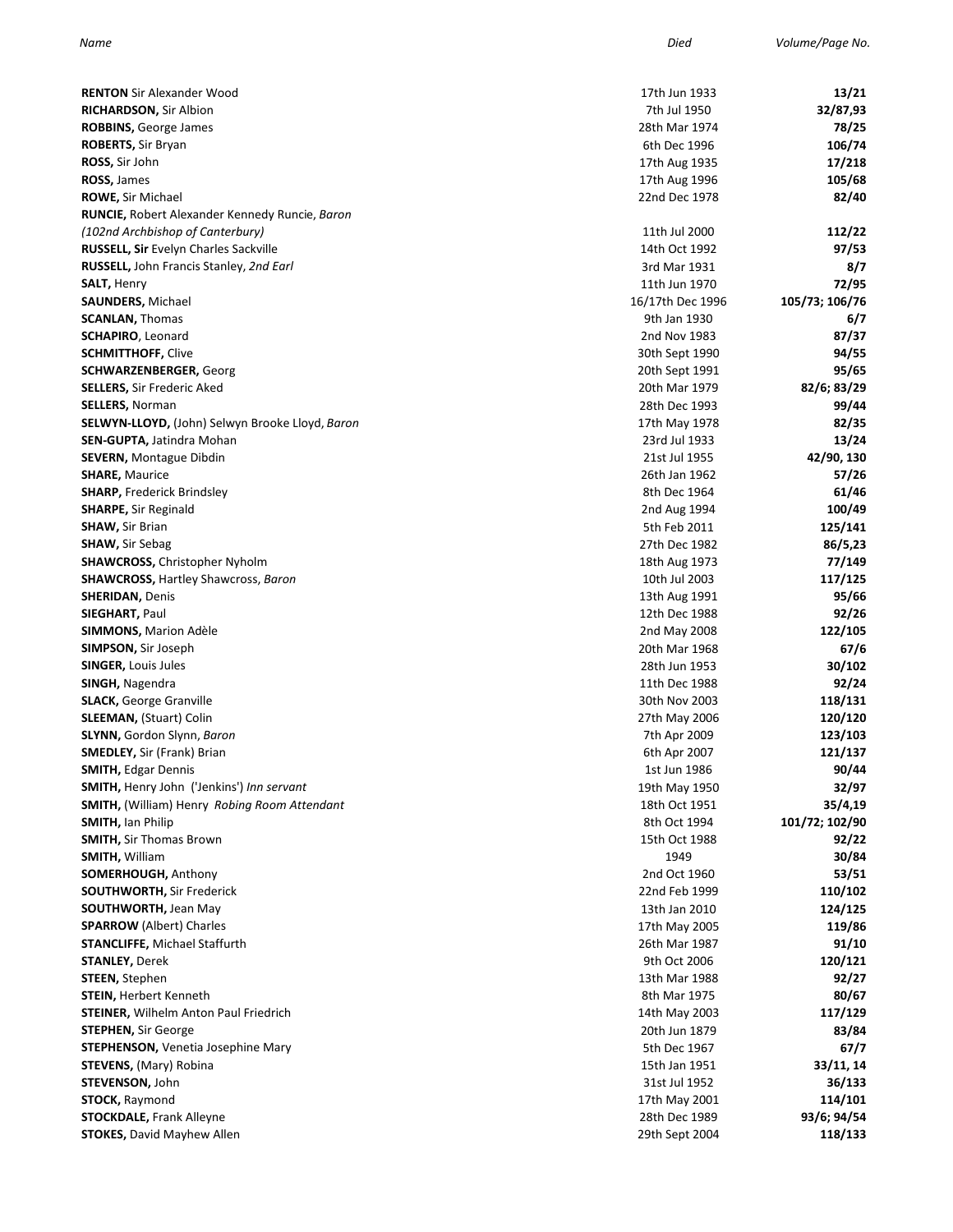| *Name* | *Died* | *Volume/Page No.* |
|---|---|---|
| **RENTON** Sir Alexander Wood | 17th Jun 1933 | **13/21** |
| **RICHARDSON,** Sir Albion | 7th Jul 1950 | **32/87,93** |
| **ROBBINS,** George James | 28th Mar 1974 | **78/25** |
| **ROBERTS,** Sir Bryan | 6th Dec 1996 | **106/74** |
| **ROSS,** Sir John | 17th Aug 1935 | **17/218** |
| **ROSS,** James | 17th Aug 1996 | **105/68** |
| **ROWE,** Sir Michael | 22nd Dec 1978 | **82/40** |
| **RUNCIE,** Robert Alexander Kennedy Runcie, *Baron* *(102nd Archbishop of Canterbury)* | 11th Jul 2000 | **112/22** |
| **RUSSELL, Sir** Evelyn Charles Sackville | 14th Oct 1992 | **97/53** |
| **RUSSELL,** John Francis Stanley, *2nd Earl* | 3rd Mar 1931 | **8/7** |
| **SALT,** Henry | 11th Jun 1970 | **72/95** |
| **SAUNDERS,** Michael | 16/17th Dec 1996 | **105/73; 106/76** |
| **SCANLAN,** Thomas | 9th Jan 1930 | **6/7** |
| **SCHAPIRO**, Leonard | 2nd Nov 1983 | **87/37** |
| **SCHMITTHOFF,** Clive | 30th Sept 1990 | **94/55** |
| **SCHWARZENBERGER,** Georg | 20th Sept 1991 | **95/65** |
| **SELLERS,** Sir Frederic Aked | 20th Mar 1979 | **82/6; 83/29** |
| **SELLERS,** Norman | 28th Dec 1993 | **99/44** |
| **SELWYN-LLOYD,** (John) Selwyn Brooke Lloyd, *Baron* | 17th May 1978 | **82/35** |
| **SEN-GUPTA,** Jatindra Mohan | 23rd Jul 1933 | **13/24** |
| **SEVERN,** Montague Dibdin | 21st Jul 1955 | **42/90, 130** |
| **SHARE,** Maurice | 26th Jan 1962 | **57/26** |
| **SHARP,** Frederick Brindsley | 8th Dec 1964 | **61/46** |
| **SHARPE,** Sir Reginald | 2nd Aug 1994 | **100/49** |
| **SHAW,** Sir Brian | 5th Feb 2011 | **125/141** |
| **SHAW,** Sir Sebag | 27th Dec 1982 | **86/5,23** |
| **SHAWCROSS,** Christopher Nyholm | 18th Aug 1973 | **77/149** |
| **SHAWCROSS,** Hartley Shawcross, *Baron* | 10th Jul 2003 | **117/125** |
| **SHERIDAN,** Denis | 13th Aug 1991 | **95/66** |
| **SIEGHART,** Paul | 12th Dec 1988 | **92/26** |
| **SIMMONS,** Marion Adèle | 2nd May 2008 | **122/105** |
| **SIMPSON,** Sir Joseph | 20th Mar 1968 | **67/6** |
| **SINGER,** Louis Jules | 28th Jun 1953 | **30/102** |
| **SINGH,** Nagendra | 11th Dec 1988 | **92/24** |
| **SLACK,** George Granville | 30th Nov 2003 | **118/131** |
| **SLEEMAN,** (Stuart) Colin | 27th May 2006 | **120/120** |
| **SLYNN,** Gordon Slynn, *Baron* | 7th Apr 2009 | **123/103** |
| **SMEDLEY,** Sir (Frank) Brian | 6th Apr 2007 | **121/137** |
| **SMITH,** Edgar Dennis | 1st Jun 1986 | **90/44** |
| **SMITH,** Henry John ('Jenkins') *Inn servant* | 19th May 1950 | **32/97** |
| **SMITH,** (William) Henry *Robing Room Attendant* | 18th Oct 1951 | **35/4,19** |
| **SMITH,** Ian Philip | 8th Oct 1994 | **101/72; 102/90** |
| **SMITH,** Sir Thomas Brown | 15th Oct 1988 | **92/22** |
| **SMITH,** William | 1949 | **30/84** |
| **SOMERHOUGH,** Anthony | 2nd Oct 1960 | **53/51** |
| **SOUTHWORTH,** Sir Frederick | 22nd Feb 1999 | **110/102** |
| **SOUTHWORTH,** Jean May | 13th Jan 2010 | **124/125** |
| **SPARROW** (Albert) Charles | 17th May 2005 | **119/86** |
| **STANCLIFFE,** Michael Staffurth | 26th Mar 1987 | **91/10** |
| **STANLEY,** Derek | 9th Oct 2006 | **120/121** |
| **STEEN,** Stephen | 13th Mar 1988 | **92/27** |
| **STEIN,** Herbert Kenneth | 8th Mar 1975 | **80/67** |
| **STEINER,** Wilhelm Anton Paul Friedrich | 14th May 2003 | **117/129** |
| **STEPHEN,** Sir George | 20th Jun 1879 | **83/84** |
| **STEPHENSON,** Venetia Josephine Mary | 5th Dec 1967 | **67/7** |
| **STEVENS,** (Mary) Robina | 15th Jan 1951 | **33/11, 14** |
| **STEVENSON,** John | 31st Jul 1952 | **36/133** |
| **STOCK,** Raymond | 17th May 2001 | **114/101** |
| **STOCKDALE,** Frank Alleyne | 28th Dec 1989 | **93/6; 94/54** |
| **STOKES,** David Mayhew Allen | 29th Sept 2004 | **118/133** |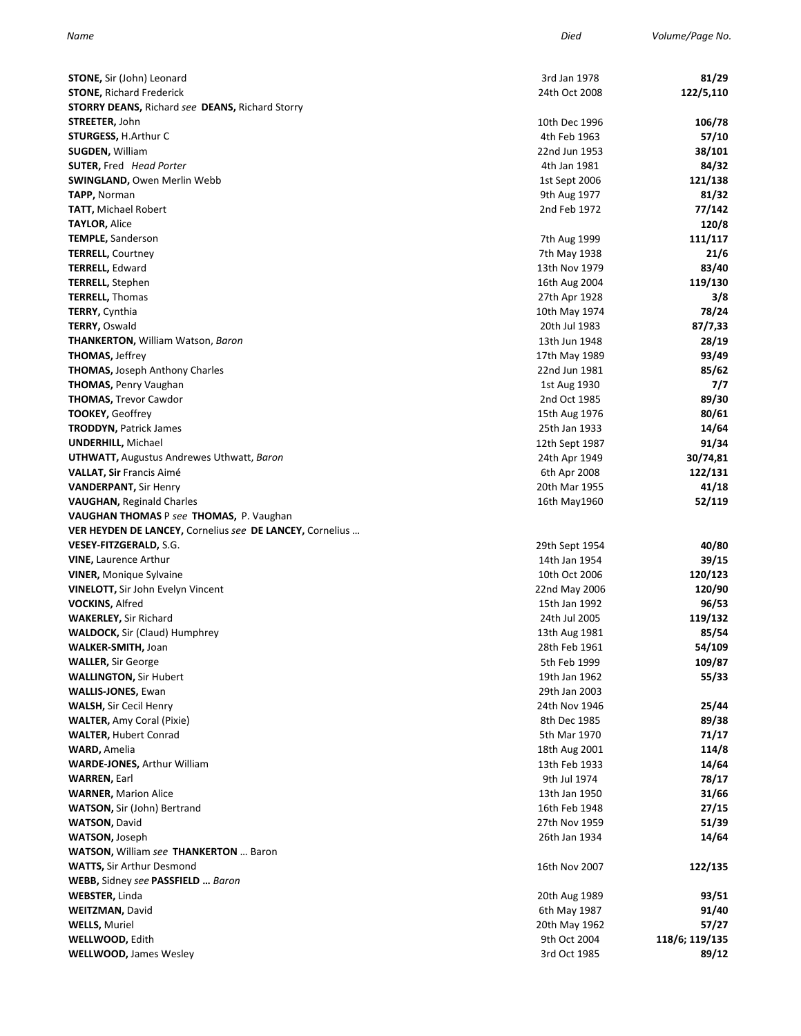| *Name* | *Died* | *Volume/Page No.* |
|---|---|---|
| **STONE,** Sir (John) Leonard | 3rd Jan 1978 | **81/29** |
| **STONE,** Richard Frederick | 24th Oct 2008 | **122/5,110** |
| **STORRY DEANS,** Richard *see* **DEANS,** Richard Storry | | |
| **STREETER,** John | 10th Dec 1996 | **106/78** |
| **STURGESS,** H.Arthur C | 4th Feb 1963 | **57/10** |
| **SUGDEN,** William | 22nd Jun 1953 | **38/101** |
| **SUTER,** Fred *Head Porter* | 4th Jan 1981 | **84/32** |
| **SWINGLAND,** Owen Merlin Webb | 1st Sept 2006 | **121/138** |
| **TAPP,** Norman | 9th Aug 1977 | **81/32** |
| **TATT,** Michael Robert | 2nd Feb 1972 | **77/142** |
| **TAYLOR,** Alice | | **120/8** |
| **TEMPLE,** Sanderson | 7th Aug 1999 | **111/117** |
| **TERRELL,** Courtney | 7th May 1938 | **21/6** |
| **TERRELL,** Edward | 13th Nov 1979 | **83/40** |
| **TERRELL,** Stephen | 16th Aug 2004 | **119/130** |
| **TERRELL,** Thomas | 27th Apr 1928 | **3/8** |
| **TERRY,** Cynthia | 10th May 1974 | **78/24** |
| **TERRY,** Oswald | 20th Jul 1983 | **87/7,33** |
| **THANKERTON,** William Watson, *Baron* | 13th Jun 1948 | **28/19** |
| **THOMAS,** Jeffrey | 17th May 1989 | **93/49** |
| **THOMAS,** Joseph Anthony Charles | 22nd Jun 1981 | **85/62** |
| **THOMAS,** Penry Vaughan | 1st Aug 1930 | **7/7** |
| **THOMAS,** Trevor Cawdor | 2nd Oct 1985 | **89/30** |
| **TOOKEY,** Geoffrey | 15th Aug 1976 | **80/61** |
| **TRODDYN,** Patrick James | 25th Jan 1933 | **14/64** |
| **UNDERHILL,** Michael | 12th Sept 1987 | **91/34** |
| **UTHWATT,** Augustus Andrewes Uthwatt, *Baron* | 24th Apr 1949 | **30/74,81** |
| **VALLAT, Sir** Francis Aimé | 6th Apr 2008 | **122/131** |
| **VANDERPANT,** Sir Henry | 20th Mar 1955 | **41/18** |
| **VAUGHAN,** Reginald Charles | 16th May1960 | **52/119** |
| **VAUGHAN THOMAS** P *see* **THOMAS,** P. Vaughan | | |
| **VER HEYDEN DE LANCEY,** Cornelius *see* **DE LANCEY,** Cornelius … | | |
| **VESEY-FITZGERALD,** S.G. | 29th Sept 1954 | **40/80** |
| **VINE,** Laurence Arthur | 14th Jan 1954 | **39/15** |
| **VINER,** Monique Sylvaine | 10th Oct 2006 | **120/123** |
| **VINELOTT,** Sir John Evelyn Vincent | 22nd May 2006 | **120/90** |
| **VOCKINS,** Alfred | 15th Jan 1992 | **96/53** |
| **WAKERLEY,** Sir Richard | 24th Jul 2005 | **119/132** |
| **WALDOCK,** Sir (Claud) Humphrey | 13th Aug 1981 | **85/54** |
| **WALKER-SMITH,** Joan | 28th Feb 1961 | **54/109** |
| **WALLER,** Sir George | 5th Feb 1999 | **109/87** |
| **WALLINGTON,** Sir Hubert | 19th Jan 1962 | **55/33** |
| **WALLIS-JONES,** Ewan | 29th Jan 2003 | |
| **WALSH,** Sir Cecil Henry | 24th Nov 1946 | **25/44** |
| **WALTER,** Amy Coral (Pixie) | 8th Dec 1985 | **89/38** |
| **WALTER,** Hubert Conrad | 5th Mar 1970 | **71/17** |
| **WARD,** Amelia | 18th Aug 2001 | **114/8** |
| **WARDE-JONES,** Arthur William | 13th Feb 1933 | **14/64** |
| **WARREN,** Earl | 9th Jul 1974 | **78/17** |
| **WARNER,** Marion Alice | 13th Jan 1950 | **31/66** |
| **WATSON,** Sir (John) Bertrand | 16th Feb 1948 | **27/15** |
| **WATSON,** David | 27th Nov 1959 | **51/39** |
| **WATSON,** Joseph | 26th Jan 1934 | **14/64** |
| **WATSON,** William *see* **THANKERTON** … Baron | | |
| **WATTS,** Sir Arthur Desmond | 16th Nov 2007 | **122/135** |
| **WEBB,** Sidney *see* **PASSFIELD …** *Baron* | | |
| **WEBSTER,** Linda | 20th Aug 1989 | **93/51** |
| **WEITZMAN,** David | 6th May 1987 | **91/40** |
| **WELLS,** Muriel | 20th May 1962 | **57/27** |
| **WELLWOOD,** Edith | 9th Oct 2004 | **118/6; 119/135** |
| **WELLWOOD,** James Wesley | 3rd Oct 1985 | **89/12** |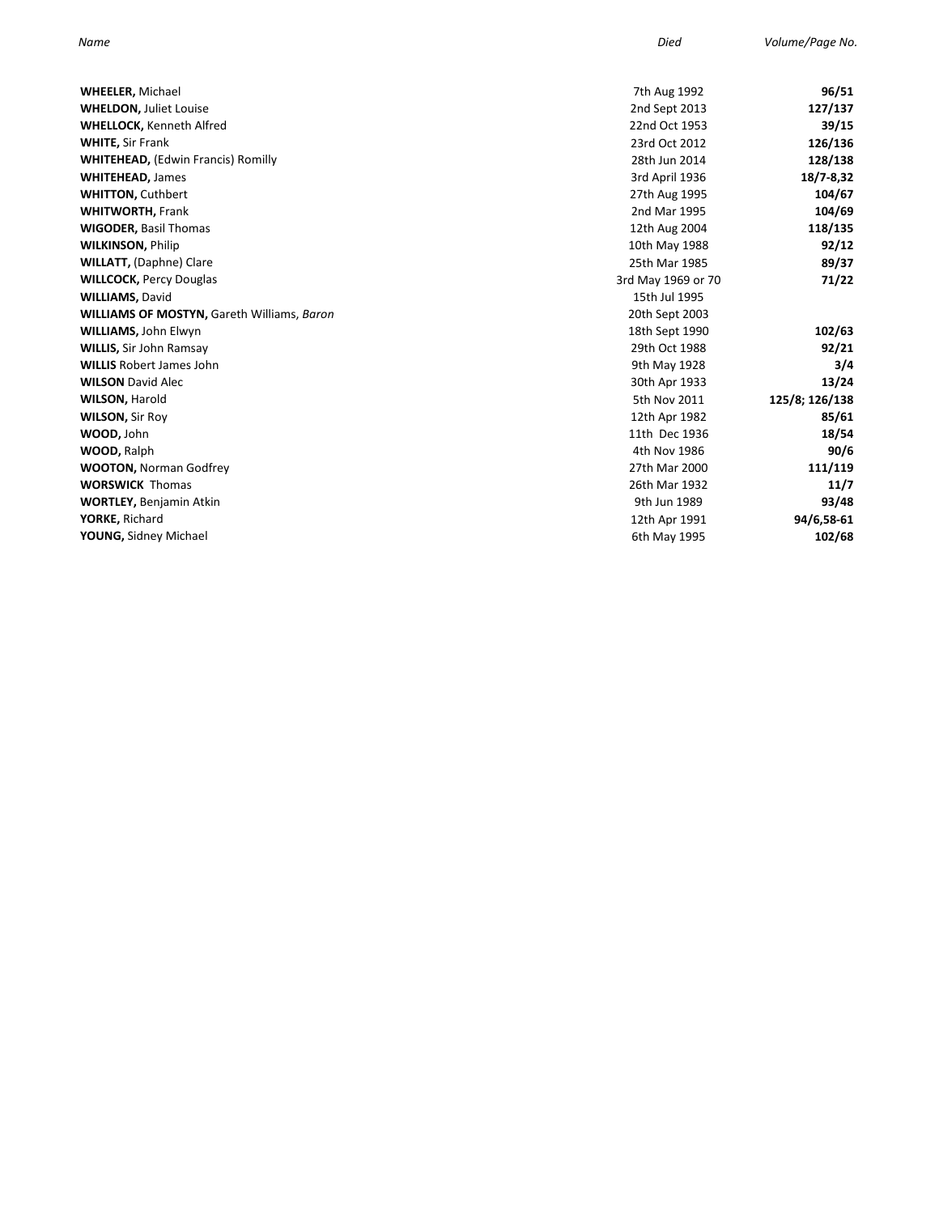| *Name* | *Died* | *Volume/Page No.* |
|---|---|---|
| **WHEELER,** Michael | 7th Aug 1992 | **96/51** |
| **WHELDON,** Juliet Louise | 2nd Sept 2013 | **127/137** |
| **WHELLOCK,** Kenneth Alfred | 22nd Oct 1953 | **39/15** |
| **WHITE,** Sir Frank | 23rd Oct 2012 | **126/136** |
| **WHITEHEAD,** (Edwin Francis) Romilly | 28th Jun 2014 | **128/138** |
| **WHITEHEAD,** James | 3rd April 1936 | **18/7-8,32** |
| **WHITTON,** Cuthbert | 27th Aug 1995 | **104/67** |
| **WHITWORTH,** Frank | 2nd Mar 1995 | **104/69** |
| **WIGODER,** Basil Thomas | 12th Aug 2004 | **118/135** |
| **WILKINSON,** Philip | 10th May 1988 | **92/12** |
| **WILLATT,** (Daphne) Clare | 25th Mar 1985 | **89/37** |
| **WILLCOCK,** Percy Douglas | 3rd May 1969 or 70 | **71/22** |
| **WILLIAMS,** David | 15th Jul 1995 | |
| **WILLIAMS OF MOSTYN,** Gareth Williams, *Baron* | 20th Sept 2003 | |
| **WILLIAMS,** John Elwyn | 18th Sept 1990 | **102/63** |
| **WILLIS,** Sir John Ramsay | 29th Oct 1988 | **92/21** |
| **WILLIS** Robert James John | 9th May 1928 | **3/4** |
| **WILSON** David Alec | 30th Apr 1933 | **13/24** |
| **WILSON,** Harold | 5th Nov 2011 | **125/8; 126/138** |
| **WILSON,** Sir Roy | 12th Apr 1982 | **85/61** |
| **WOOD,** John | 11th Dec 1936 | **18/54** |
| **WOOD,** Ralph | 4th Nov 1986 | **90/6** |
| **WOOTON,** Norman Godfrey | 27th Mar 2000 | **111/119** |
| **WORSWICK** Thomas | 26th Mar 1932 | **11/7** |
| **WORTLEY,** Benjamin Atkin | 9th Jun 1989 | **93/48** |
| **YORKE,** Richard | 12th Apr 1991 | **94/6,58-61** |
| **YOUNG,** Sidney Michael | 6th May 1995 | **102/68** |